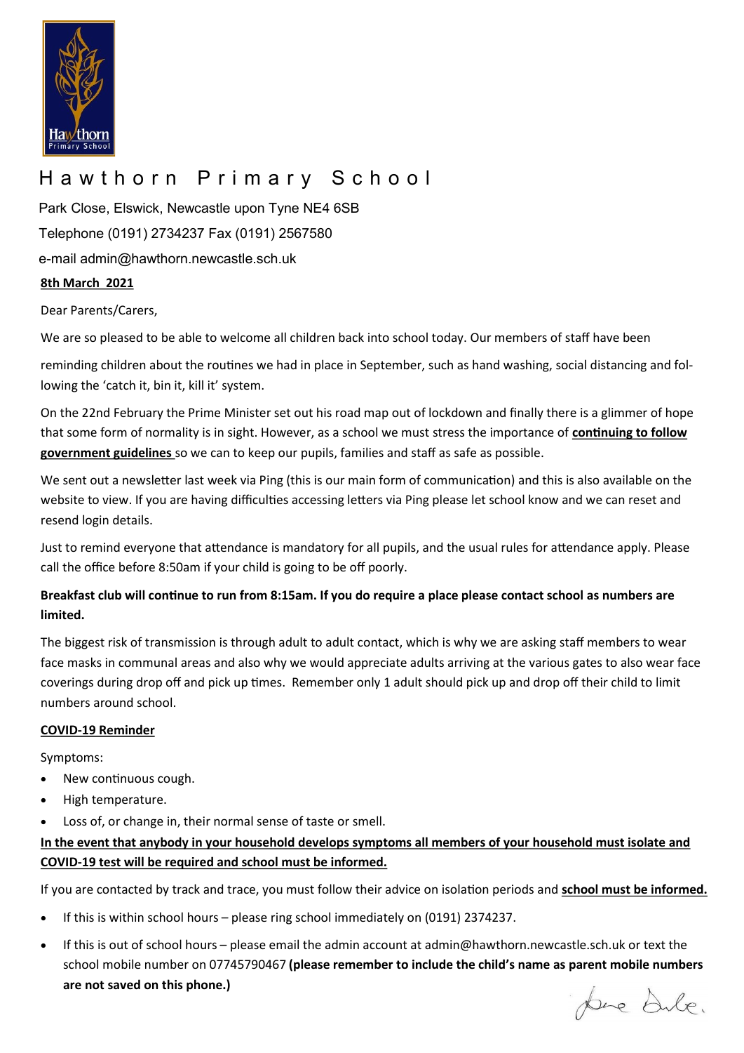# Hawthorn Primary School

Park Close, Elswick, Newcastle upon Tyne NE4 6SB

Telephone (0191) 2734237 Fax (0191) 2567580

e-mail admin@hawthorn.newcastle.sch.uk

**8th March 2021**

Dear Parents/Carers,

We are so pleased to be able to welcome all children back into school today. Our members of staff have been reminding children about the routines we had in place in September, such as hand washing, social distancing and following the 'catch it, bin it, kill it' system.

On the 22nd February the Prime Minister set out his road map out of lockdown and finally there is a glimmer of hope that some form of normality is in sight. However, as a school we must stress the importance of **continuing to follow government guidelines** so we can to keep our pupils, families and staff as safe as possible.

We sent out a newsletter last week via Ping (this is our main form of communication) and this is also available on the website to view. If you are having difficulties accessing letters via Ping please let school know and we can reset and resend login details.

Just to remind everyone that attendance is mandatory for all pupils, and the usual rules for attendance apply. Please call the office before 8:50am if your child is going to be off poorly.

**Breakfast club will continue to run from 8:15am. If you do require a place please contact school as numbers are limited.**

The biggest risk of transmission is through adult to adult contact, which is why we are asking staff members to wear face masks in communal areas and also why we would appreciate adults arriving at the various gates to also wear face coverings during drop off and pick up times. Remember only 1 adult should pick up and drop off their child to limit numbers around school.

**COVID-19 Reminder**

Symptoms:

- New continuous cough.
- High temperature.
- Loss of, or change in, their normal sense of taste or smell.

**In the event that anybody in your household develops symptoms all members of your household must isolate and COVID-19 test will be required and school must be informed.**

If you are contacted by track and trace, you must follow their advice on isolation periods and **school must be informed.**

- If this is within school hours – please ring school immediately on (0191) 2374237.
- If this is out of school hours – please email the admin account at admin@hawthorn.newcastle.sch.uk or text the school mobile number on 07745790467 **(please remember to include the child's name as parent mobile numbers are not saved on this phone.)**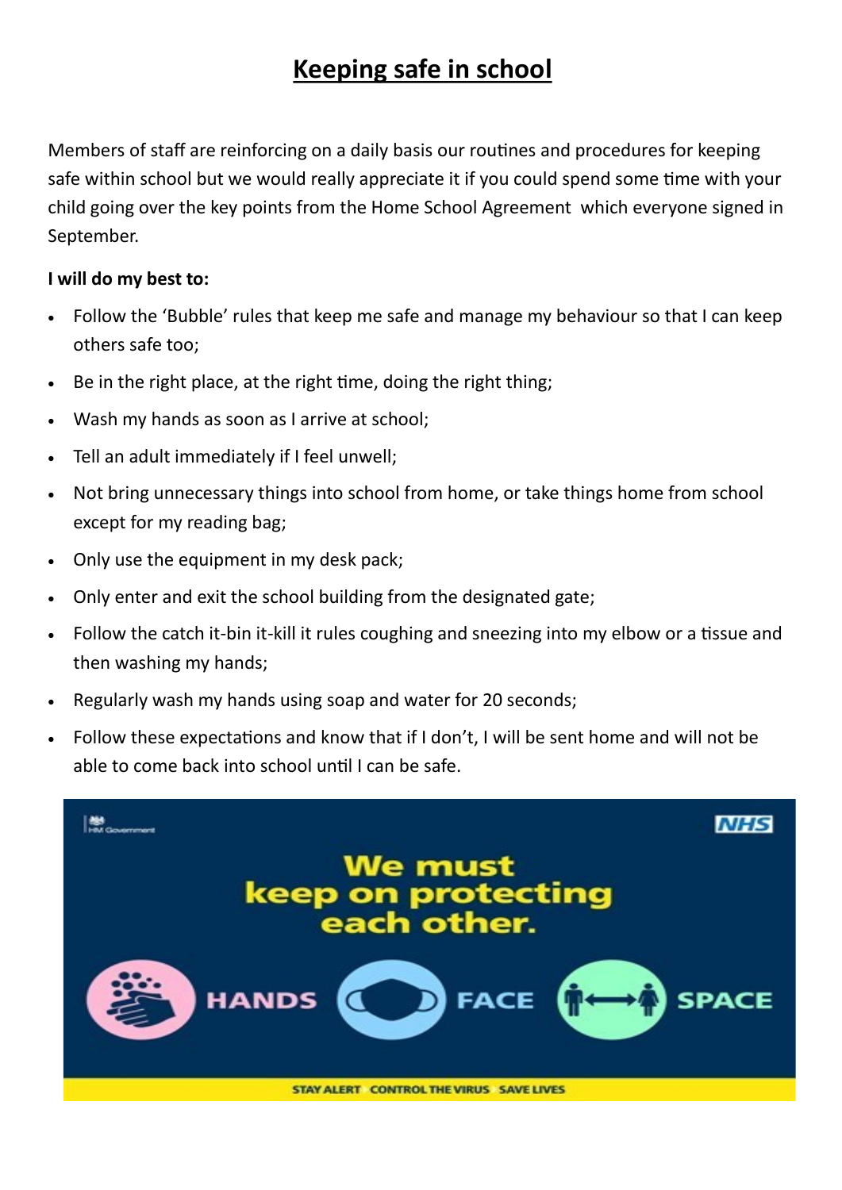# Keeping safe in school

Members of staff are reinforcing on a daily basis our routines and procedures for keeping safe within school but we would really appreciate it if you could spend some time with your child going over the key points from the Home School Agreement which everyone signed in September.

**I will do my best to:**

- Follow the 'Bubble' rules that keep me safe and manage my behaviour so that I can keep others safe too;
- Be in the right place, at the right time, doing the right thing;
- Wash my hands as soon as I arrive at school;
- Tell an adult immediately if I feel unwell;
- Not bring unnecessary things into school from home, or take things home from school except for my reading bag;
- Only use the equipment in my desk pack;
- Only enter and exit the school building from the designated gate;
- Follow the catch it-bin it-kill it rules coughing and sneezing into my elbow or a tissue and then washing my hands;
- Regularly wash my hands using soap and water for 20 seconds;
- Follow these expectations and know that if I don't, I will be sent home and will not be able to come back into school until I can be safe.

HM Government

NHS

We must keep on protecting each other.

HANDS FACE SPACE

STAY ALERT CONTROL THE VIRUS SAVE LIVES